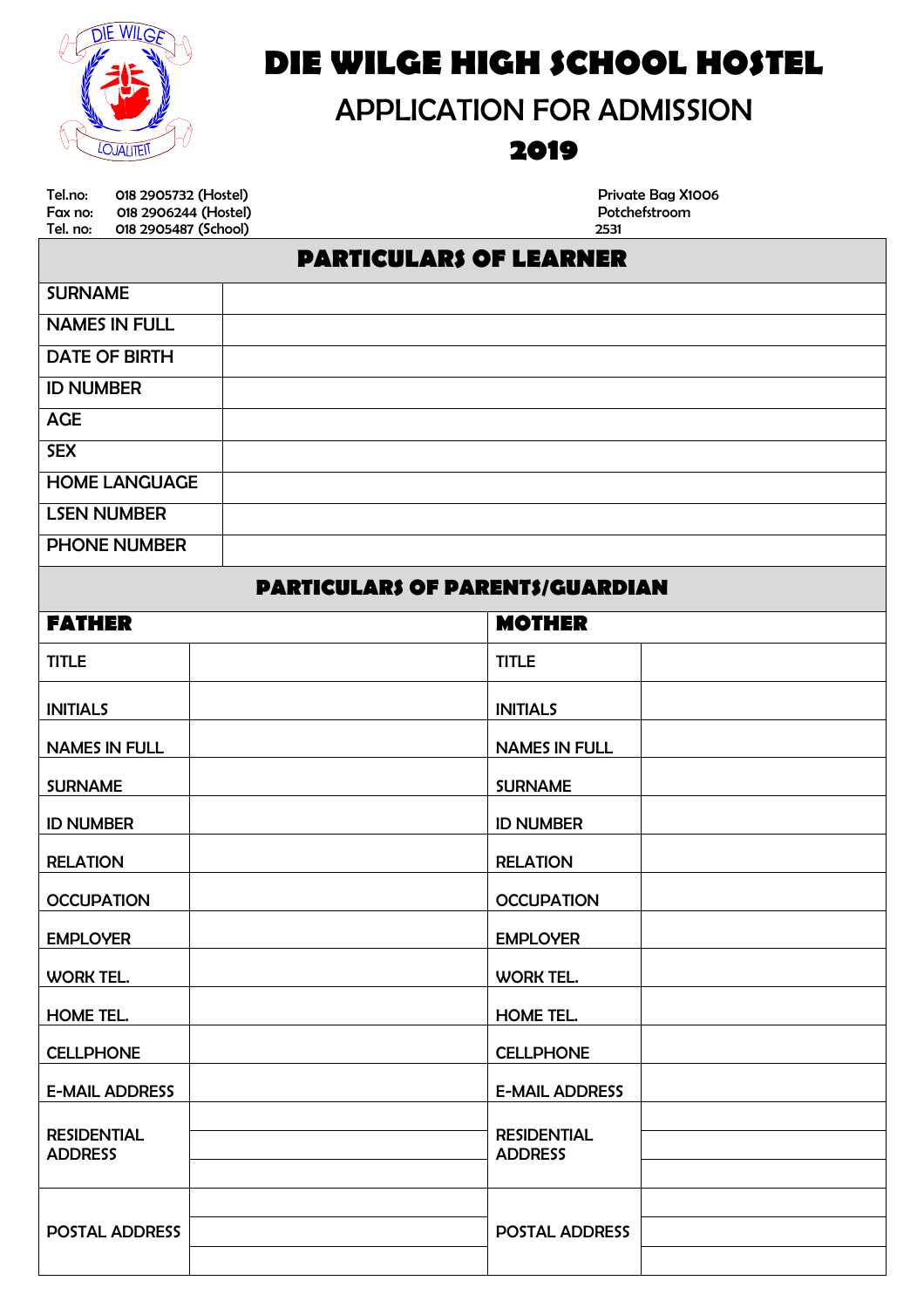# DIE WILGE HIGH SCHOOL HOSTEL

## APPLICATION FOR ADMISSION

## 2019

Tel.no: 018 2905732 (Hostel)
Fax no: 018 2906244 (Hostel)
Tel. no: 018 2905487 (School)

Private Bag X1006
Potchefstroom
2531

## PARTICULARS OF LEARNER

| | |
|---|---|
| SURNAME | |
| NAMES IN FULL | |
| DATE OF BIRTH | |
| ID NUMBER | |
| AGE | |
| SEX | |
| HOME LANGUAGE | |
| LSEN NUMBER | |
| PHONE NUMBER | |

## PARTICULARS OF PARENTS/GUARDIAN

| **FATHER** | | **MOTHER** | |
|---|---|---|---|
| TITLE | | TITLE | |
| INITIALS | | INITIALS | |
| NAMES IN FULL | | NAMES IN FULL | |
| SURNAME | | SURNAME | |
| ID NUMBER | | ID NUMBER | |
| RELATION | | RELATION | |
| OCCUPATION | | OCCUPATION | |
| EMPLOYER | | EMPLOYER | |
| WORK TEL. | | WORK TEL. | |
| HOME TEL. | | HOME TEL. | |
| CELLPHONE | | CELLPHONE | |
| E-MAIL ADDRESS | | E-MAIL ADDRESS | |
| RESIDENTIAL ADDRESS | | RESIDENTIAL ADDRESS | |
| | | | |
| | | | |
| POSTAL ADDRESS | | POSTAL ADDRESS | |
| | | | |
| | | | |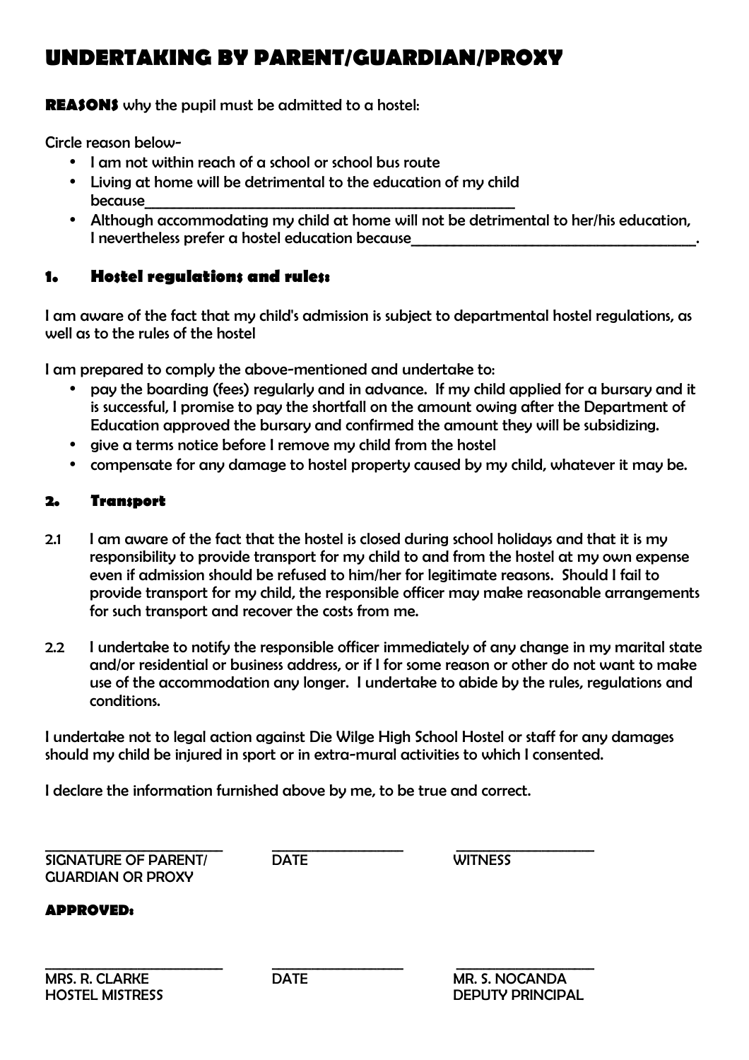# UNDERTAKING BY PARENT/GUARDIAN/PROXY

**REASONS** why the pupil must be admitted to a hostel:

Circle reason below-

- I am not within reach of a school or school bus route
- Living at home will be detrimental to the education of my child because_______________________________________________
- Although accommodating my child at home will not be detrimental to her/his education, I nevertheless prefer a hostel education because____________________________________.

## 1. Hostel regulations and rules:

I am aware of the fact that my child's admission is subject to departmental hostel regulations, as well as to the rules of the hostel

I am prepared to comply the above-mentioned and undertake to:

- pay the boarding (fees) regularly and in advance. If my child applied for a bursary and it is successful, I promise to pay the shortfall on the amount owing after the Department of Education approved the bursary and confirmed the amount they will be subsidizing.
- give a terms notice before I remove my child from the hostel
- compensate for any damage to hostel property caused by my child, whatever it may be.

## 2. Transport

2.1 I am aware of the fact that the hostel is closed during school holidays and that it is my responsibility to provide transport for my child to and from the hostel at my own expense even if admission should be refused to him/her for legitimate reasons. Should I fail to provide transport for my child, the responsible officer may make reasonable arrangements for such transport and recover the costs from me.

2.2 I undertake to notify the responsible officer immediately of any change in my marital state and/or residential or business address, or if I for some reason or other do not want to make use of the accommodation any longer. I undertake to abide by the rules, regulations and conditions.

I undertake not to legal action against Die Wilge High School Hostel or staff for any damages should my child be injured in sport or in extra-mural activities to which I consented.

I declare the information furnished above by me, to be true and correct.

| ________________________ | ________________ | ________________ |
|---|---|---|
| SIGNATURE OF PARENT/ GUARDIAN OR PROXY | DATE | WITNESS |

**APPROVED:**

| ________________________ | ________________ | ________________ |
|---|---|---|
| MRS. R. CLARKE HOSTEL MISTRESS | DATE | MR. S. NOCANDA DEPUTY PRINCIPAL |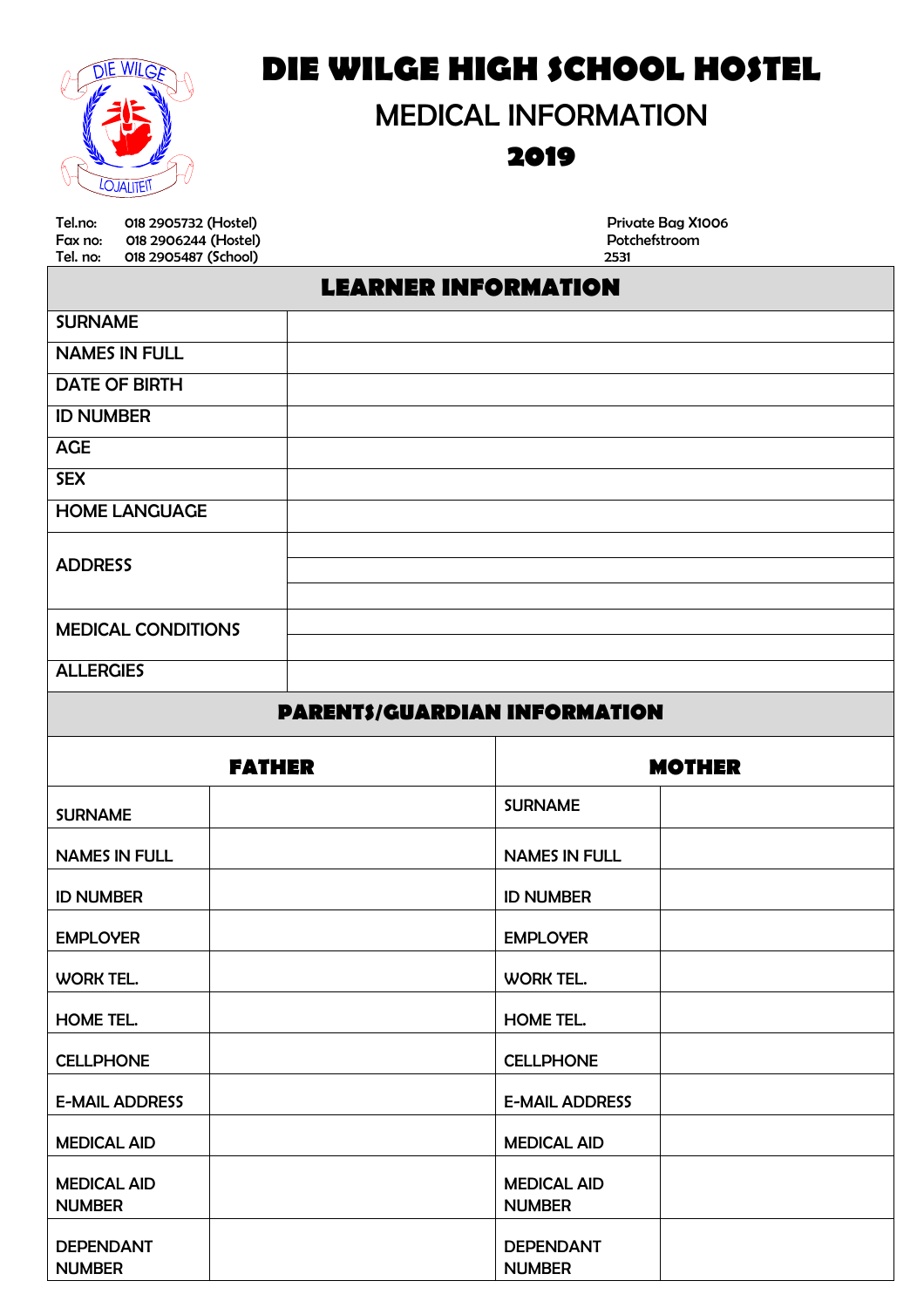# DIE WILGE HIGH SCHOOL HOSTEL

## MEDICAL INFORMATION

## 2019

Tel.no: 018 2905732 (Hostel)
Fax no: 018 2906244 (Hostel)
Tel. no: 018 2905487 (School)

Private Bag X1006
Potchefstroom
2531

| LEARNER INFORMATION | |
|---|---|
| SURNAME | |
| NAMES IN FULL | |
| DATE OF BIRTH | |
| ID NUMBER | |
| AGE | |
| SEX | |
| HOME LANGUAGE | |
| ADDRESS | |
| | |
| | |
| MEDICAL CONDITIONS | |
| | |
| ALLERGIES | |

| PARENTS/GUARDIAN INFORMATION | | | |
|---|---|---|---|
| **FATHER** | | **MOTHER** | |
| SURNAME | | SURNAME | |
| NAMES IN FULL | | NAMES IN FULL | |
| ID NUMBER | | ID NUMBER | |
| EMPLOYER | | EMPLOYER | |
| WORK TEL. | | WORK TEL. | |
| HOME TEL. | | HOME TEL. | |
| CELLPHONE | | CELLPHONE | |
| E-MAIL ADDRESS | | E-MAIL ADDRESS | |
| MEDICAL AID | | MEDICAL AID | |
| MEDICAL AID NUMBER | | MEDICAL AID NUMBER | |
| DEPENDANT NUMBER | | DEPENDANT NUMBER | |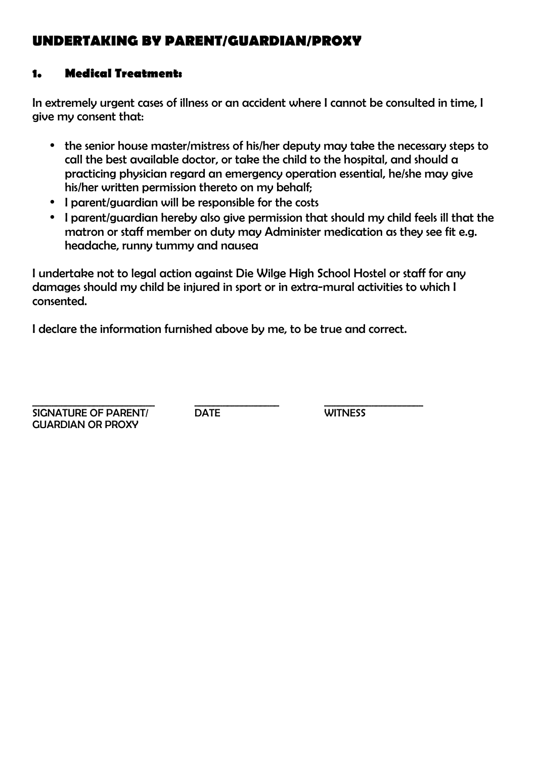# UNDERTAKING BY PARENT/GUARDIAN/PROXY

### 1. Medical Treatment:

In extremely urgent cases of illness or an accident where I cannot be consulted in time, I give my consent that:

- the senior house master/mistress of his/her deputy may take the necessary steps to call the best available doctor, or take the child to the hospital, and should a practicing physician regard an emergency operation essential, he/she may give his/her written permission thereto on my behalf;
- I parent/guardian will be responsible for the costs
- I parent/guardian hereby also give permission that should my child feels ill that the matron or staff member on duty may Administer medication as they see fit e.g. headache, runny tummy and nausea

I undertake not to legal action against Die Wilge High School Hostel or staff for any damages should my child be injured in sport or in extra-mural activities to which I consented.

I declare the information furnished above by me, to be true and correct.

| ______________________ | ________________ | __________________ |
|---|---|---|
| SIGNATURE OF PARENT/ GUARDIAN OR PROXY | DATE | WITNESS |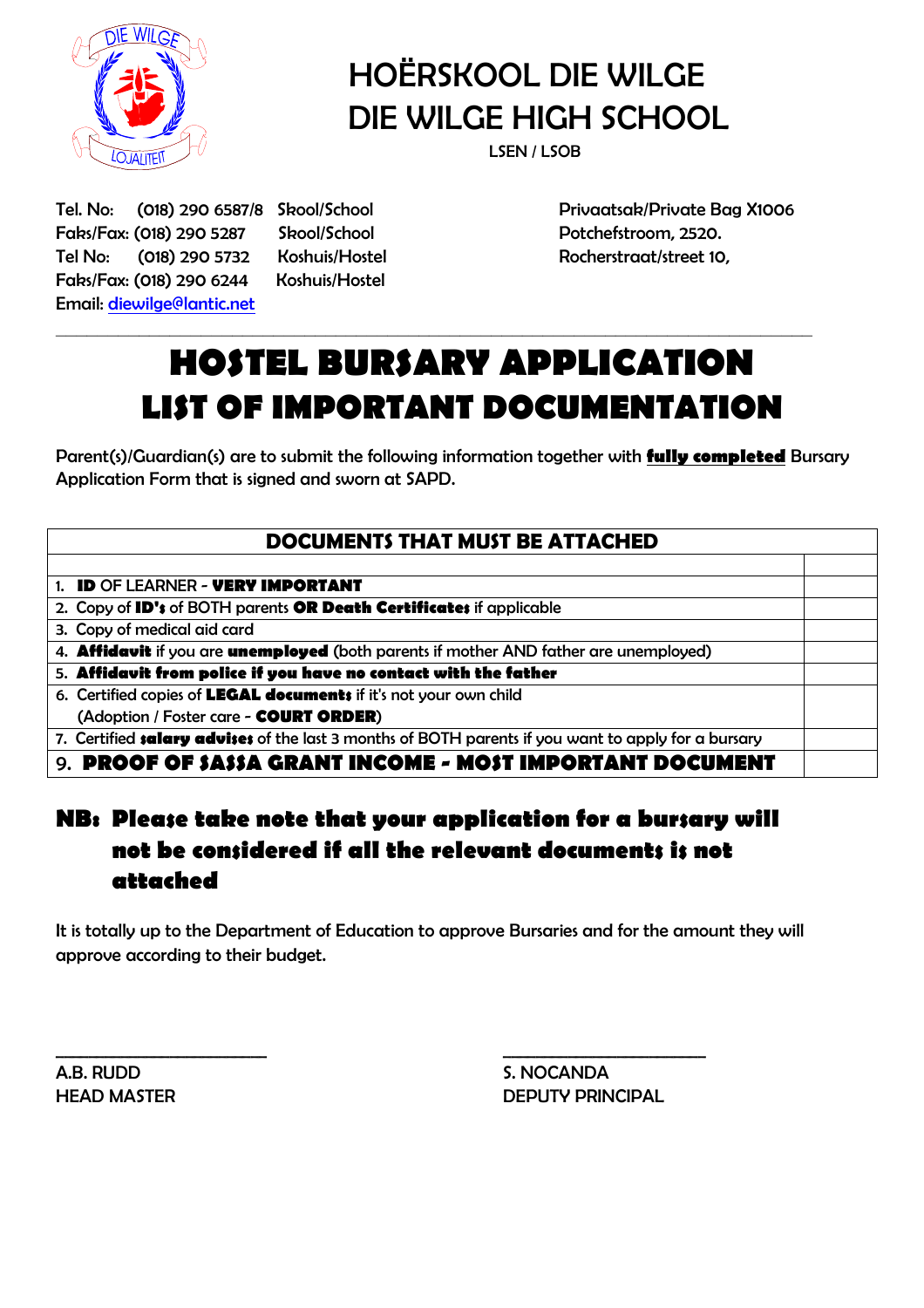# HOËRSKOOL DIE WILGE
# DIE WILGE HIGH SCHOOL

LSEN / LSOB

Tel. No: (018) 290 6587/8 Skool/School
Faks/Fax: (018) 290 5287 Skool/School
Tel No: (018) 290 5732 Koshuis/Hostel
Faks/Fax: (018) 290 6244 Koshuis/Hostel
Email: diewilge@lantic.net

Privaatsak/Private Bag X1006
Potchefstroom, 2520.
Rocherstraat/street 10,

---

# HOSTEL BURSARY APPLICATION
# LIST OF IMPORTANT DOCUMENTATION

Parent(s)/Guardian(s) are to submit the following information together with **fully completed** Bursary Application Form that is signed and sworn at SAPD.

| DOCUMENTS THAT MUST BE ATTACHED | |
|---|---|
| | |
| 1. **ID** OF LEARNER - **VERY IMPORTANT** | |
| 2. Copy of **ID's** of BOTH parents **OR Death Certificates** if applicable | |
| 3. Copy of medical aid card | |
| 4. **Affidavit** if you are **unemployed** (both parents if mother AND father are unemployed) | |
| 5. **Affidavit from police if you have no contact with the father** | |
| 6. Certified copies of **LEGAL documents** if it's not your own child (Adoption / Foster care - **COURT ORDER**) | |
| 7. Certified **salary advises** of the last 3 months of BOTH parents if you want to apply for a bursary | |
| 9. **PROOF OF SASSA GRANT INCOME - MOST IMPORTANT DOCUMENT** | |

**NB: Please take note that your application for a bursary will not be considered if all the relevant documents is not attached**

It is totally up to the Department of Education to approve Bursaries and for the amount they will approve according to their budget.

\_\_\_\_\_\_\_\_\_\_\_\_\_\_\_\_\_\_\_\_\_\_\_\_
A.B. RUDD
HEAD MASTER

\_\_\_\_\_\_\_\_\_\_\_\_\_\_\_\_\_\_\_\_\_\_\_\_
S. NOCANDA
DEPUTY PRINCIPAL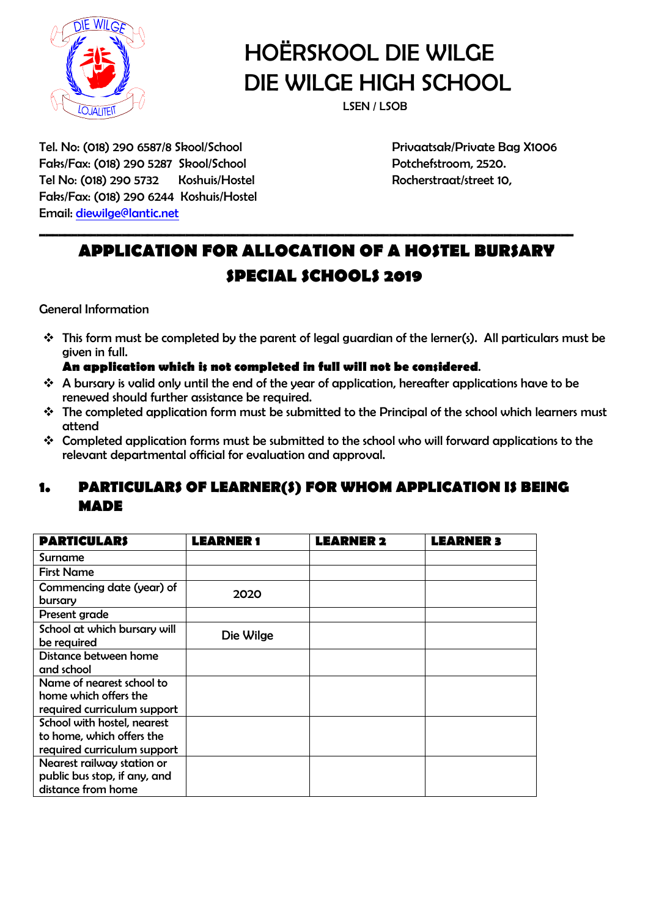# HOËRSKOOL DIE WILGE
# DIE WILGE HIGH SCHOOL

LSEN / LSOB

Tel. No: (018) 290 6587/8 Skool/School
Faks/Fax: (018) 290 5287 Skool/School
Tel No: (018) 290 5732 Koshuis/Hostel
Faks/Fax: (018) 290 6244 Koshuis/Hostel
Email: diewilge@lantic.net

Privaatsak/Private Bag X1006
Potchefstroom, 2520.
Rocherstraat/street 10,

## APPLICATION FOR ALLOCATION OF A HOSTEL BURSARY SPECIAL SCHOOLS 2019

General Information

- This form must be completed by the parent of legal guardian of the lerner(s). All particulars must be given in full.
  **An application which is not completed in full will not be considered**.
- A bursary is valid only until the end of the year of application, hereafter applications have to be renewed should further assistance be required.
- The completed application form must be submitted to the Principal of the school which learners must attend
- Completed application forms must be submitted to the school who will forward applications to the relevant departmental official for evaluation and approval.

## 1. PARTICULARS OF LEARNER(S) FOR WHOM APPLICATION IS BEING MADE

| PARTICULARS | LEARNER 1 | LEARNER 2 | LEARNER 3 |
|---|---|---|---|
| Surname | | | |
| First Name | | | |
| Commencing date (year) of bursary | 2020 | | |
| Present grade | | | |
| School at which bursary will be required | Die Wilge | | |
| Distance between home and school | | | |
| Name of nearest school to home which offers the required curriculum support | | | |
| School with hostel, nearest to home, which offers the required curriculum support | | | |
| Nearest railway station or public bus stop, if any, and distance from home | | | |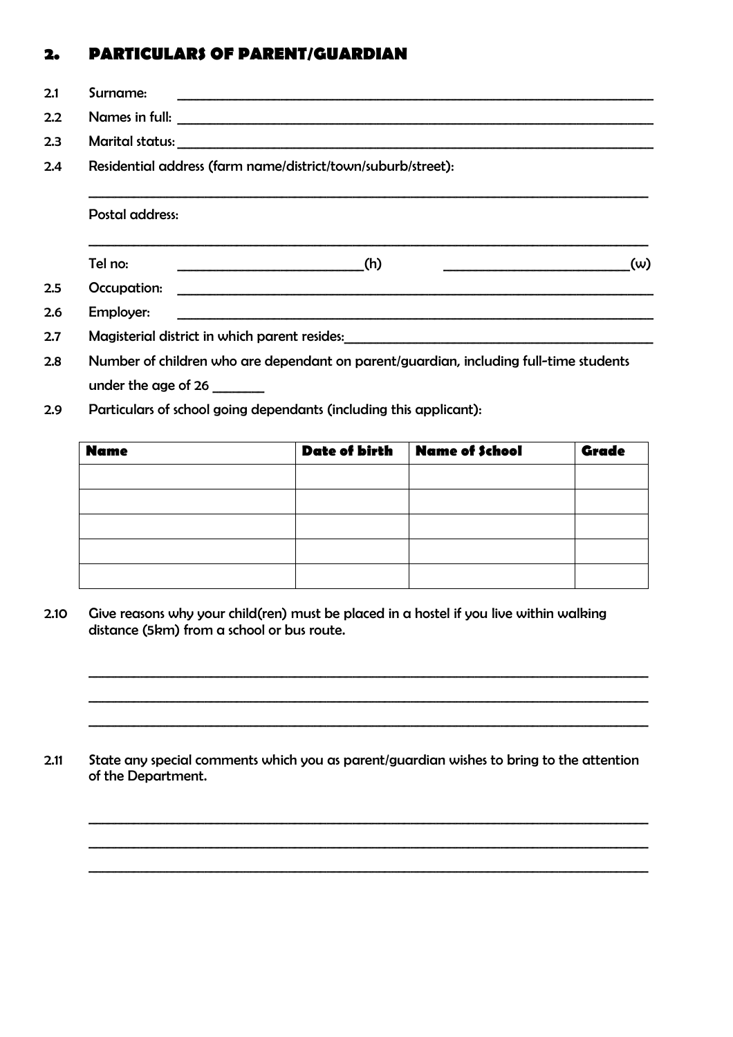## 2. PARTICULARS OF PARENT/GUARDIAN

2.1 Surname: ________________________________________________

2.2 Names in full: ________________________________________________

2.3 Marital status: ________________________________________________

2.4 Residential address (farm name/district/town/suburb/street):

________________________________________________

Postal address:

________________________________________________

Tel no: ____________________(h) ____________________(w)

2.5 Occupation: ________________________________________________

2.6 Employer: ________________________________________________

2.7 Magisterial district in which parent resides:______________________________

2.8 Number of children who are dependant on parent/guardian, including full-time students under the age of 26 _______

2.9 Particulars of school going dependants (including this applicant):

| Name | Date of birth | Name of School | Grade |
|---|---|---|---|
| | | | |
| | | | |
| | | | |
| | | | |
| | | | |

2.10 Give reasons why your child(ren) must be placed in a hostel if you live within walking distance (5km) from a school or bus route.

________________________________________________

________________________________________________

________________________________________________

2.11 State any special comments which you as parent/guardian wishes to bring to the attention of the Department.

________________________________________________

________________________________________________

________________________________________________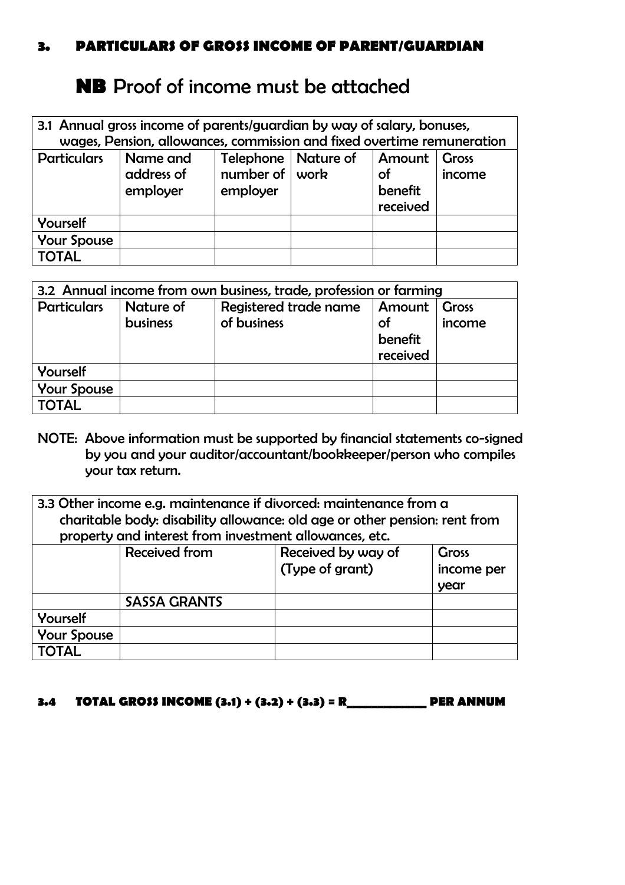## 3. PARTICULARS OF GROSS INCOME OF PARENT/GUARDIAN

# **NB** Proof of income must be attached

| 3.1 Annual gross income of parents/guardian by way of salary, bonuses, wages, Pension, allowances, commission and fixed overtime remuneration | | | | | |
|---|---|---|---|---|---|
| Particulars | Name and address of employer | Telephone number of employer | Nature of work | Amount of benefit received | Gross income |
| Yourself | | | | | |
| Your Spouse | | | | | |
| TOTAL | | | | | |

| 3.2 Annual income from own business, trade, profession or farming | | | | |
|---|---|---|---|---|
| Particulars | Nature of business | Registered trade name of business | Amount of benefit received | Gross income |
| Yourself | | | | |
| Your Spouse | | | | |
| TOTAL | | | | |

NOTE: Above information must be supported by financial statements co-signed by you and your auditor/accountant/bookkeeper/person who compiles your tax return.

| 3.3 Other income e.g. maintenance if divorced: maintenance from a charitable body: disability allowance: old age or other pension: rent from property and interest from investment allowances, etc. | | | |
|---|---|---|---|
| | Received from | Received by way of (Type of grant) | Gross income per year |
| | SASSA GRANTS | | |
| Yourself | | | |
| Your Spouse | | | |
| TOTAL | | | |

**3.4 TOTAL GROSS INCOME (3.1) + (3.2) + (3.3) = R_____________ PER ANNUM**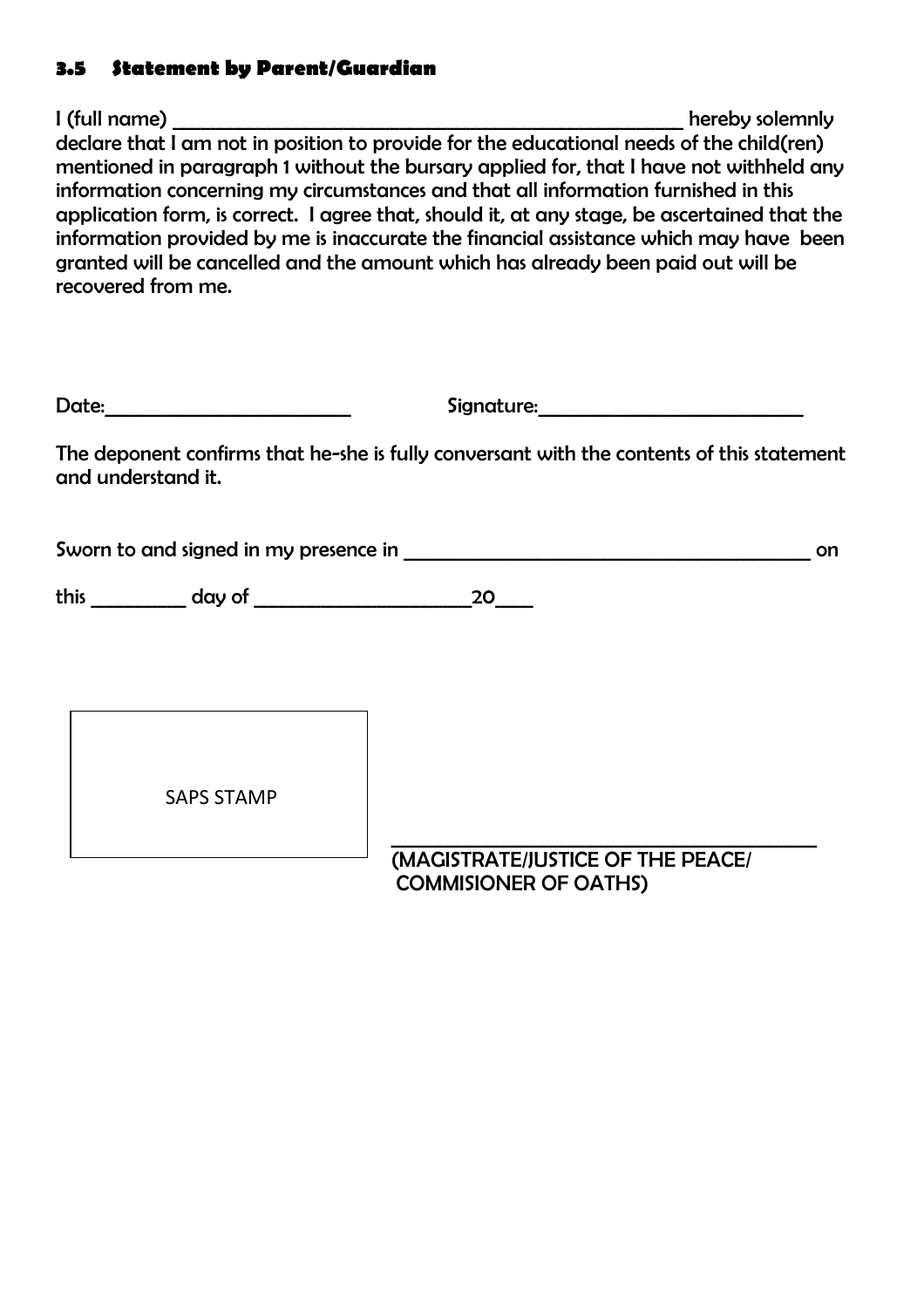### 3.5 Statement by Parent/Guardian

I (full name) ________________________________________________ hereby solemnly declare that I am not in position to provide for the educational needs of the child(ren) mentioned in paragraph 1 without the bursary applied for, that I have not withheld any information concerning my circumstances and that all information furnished in this application form, is correct. I agree that, should it, at any stage, be ascertained that the information provided by me is inaccurate the financial assistance which may have been granted will be cancelled and the amount which has already been paid out will be recovered from me.

Date:______________________ Signature:_______________________

The deponent confirms that he-she is fully conversant with the contents of this statement and understand it.

Sworn to and signed in my presence in ____________________________________ on

this ________ day of ___________________20___

SAPS STAMP

________________________________________
(MAGISTRATE/JUSTICE OF THE PEACE/ COMMISIONER OF OATHS)